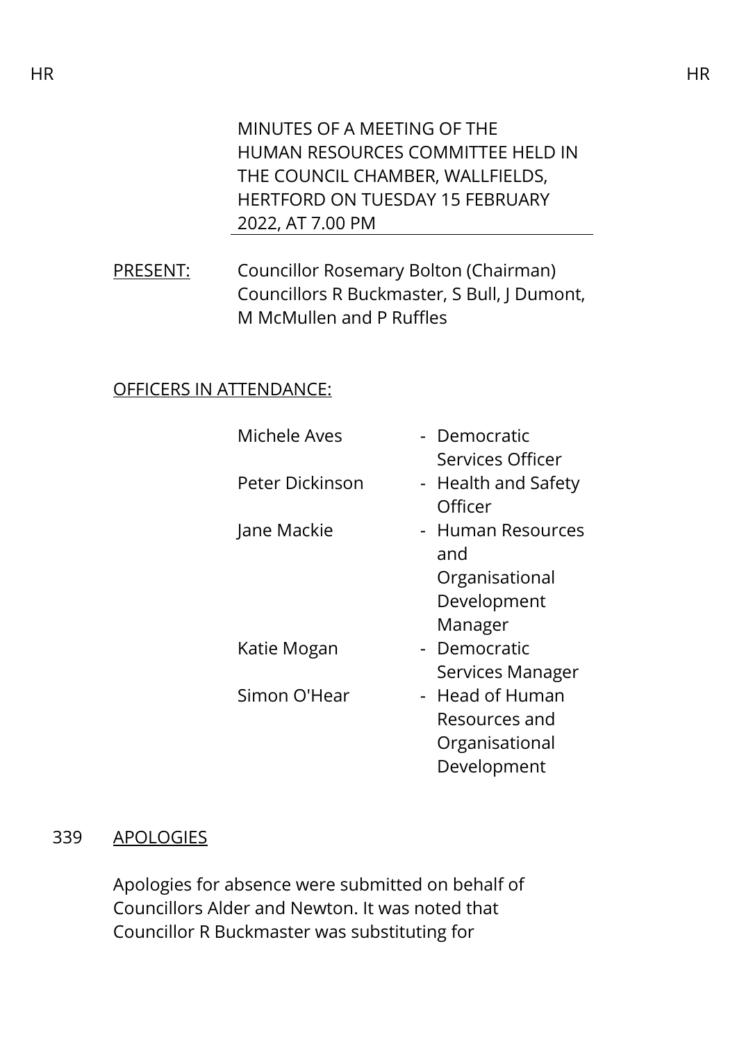# MINUTES OF A MEETING OF THE HUMAN RESOURCES COMMITTEE HELD IN THE COUNCIL CHAMBER, WALLFIELDS, HERTFORD ON TUESDAY 15 FEBRUARY 2022, AT 7.00 PM

PRESENT: Councillor Rosemary Bolton (Chairman)
Councillors R Buckmaster, S Bull, J Dumont, M McMullen and P Ruffles

OFFICERS IN ATTENDANCE:

| | |
|---|---|
| Michele Aves | - Democratic Services Officer |
| Peter Dickinson | - Health and Safety Officer |
| Jane Mackie | - Human Resources and Organisational Development Manager |
| Katie Mogan | - Democratic Services Manager |
| Simon O'Hear | - Head of Human Resources and Organisational Development |

## 339 APOLOGIES

Apologies for absence were submitted on behalf of Councillors Alder and Newton. It was noted that Councillor R Buckmaster was substituting for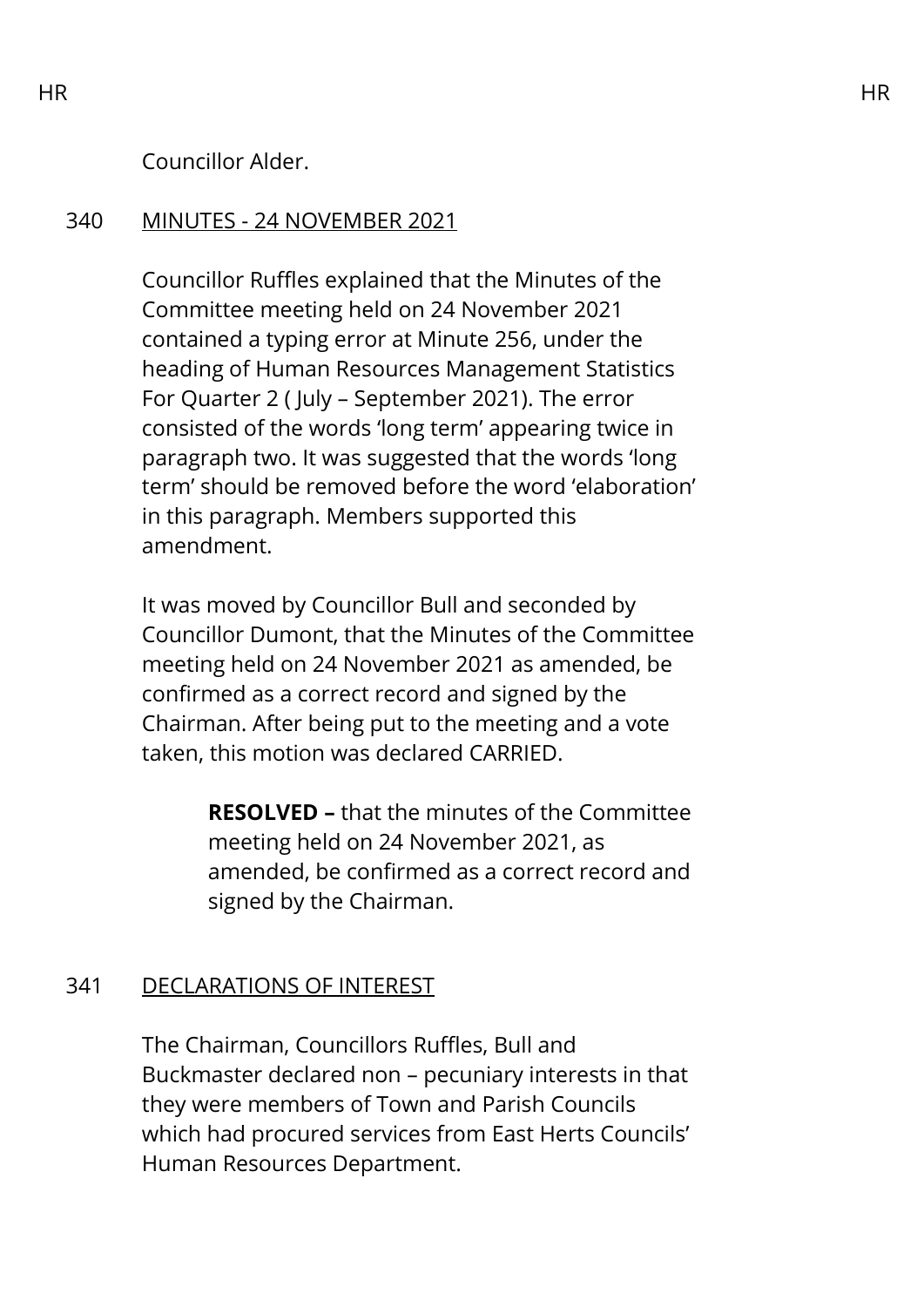Councillor Alder.

## 340 MINUTES - 24 NOVEMBER 2021

Councillor Ruffles explained that the Minutes of the Committee meeting held on 24 November 2021 contained a typing error at Minute 256, under the heading of Human Resources Management Statistics For Quarter 2 ( July – September 2021). The error consisted of the words 'long term' appearing twice in paragraph two. It was suggested that the words 'long term' should be removed before the word 'elaboration' in this paragraph. Members supported this amendment.

It was moved by Councillor Bull and seconded by Councillor Dumont, that the Minutes of the Committee meeting held on 24 November 2021 as amended, be confirmed as a correct record and signed by the Chairman. After being put to the meeting and a vote taken, this motion was declared CARRIED.

> **RESOLVED –** that the minutes of the Committee meeting held on 24 November 2021, as amended, be confirmed as a correct record and signed by the Chairman.

## 341 DECLARATIONS OF INTEREST

The Chairman, Councillors Ruffles, Bull and Buckmaster declared non – pecuniary interests in that they were members of Town and Parish Councils which had procured services from East Herts Councils' Human Resources Department.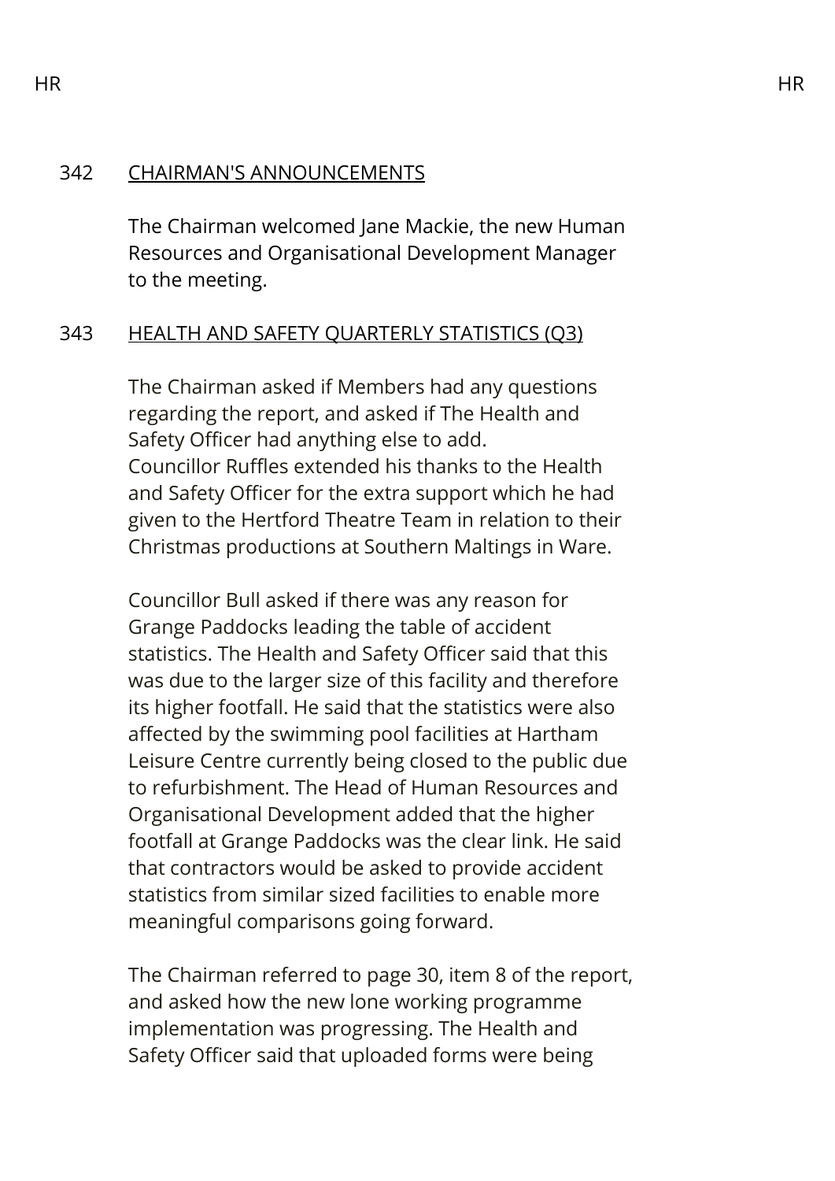## 342 CHAIRMAN'S ANNOUNCEMENTS

The Chairman welcomed Jane Mackie, the new Human Resources and Organisational Development Manager to the meeting.

## 343 HEALTH AND SAFETY QUARTERLY STATISTICS (Q3)

The Chairman asked if Members had any questions regarding the report, and asked if The Health and Safety Officer had anything else to add. Councillor Ruffles extended his thanks to the Health and Safety Officer for the extra support which he had given to the Hertford Theatre Team in relation to their Christmas productions at Southern Maltings in Ware.

Councillor Bull asked if there was any reason for Grange Paddocks leading the table of accident statistics. The Health and Safety Officer said that this was due to the larger size of this facility and therefore its higher footfall. He said that the statistics were also affected by the swimming pool facilities at Hartham Leisure Centre currently being closed to the public due to refurbishment. The Head of Human Resources and Organisational Development added that the higher footfall at Grange Paddocks was the clear link. He said that contractors would be asked to provide accident statistics from similar sized facilities to enable more meaningful comparisons going forward.

The Chairman referred to page 30, item 8 of the report, and asked how the new lone working programme implementation was progressing. The Health and Safety Officer said that uploaded forms were being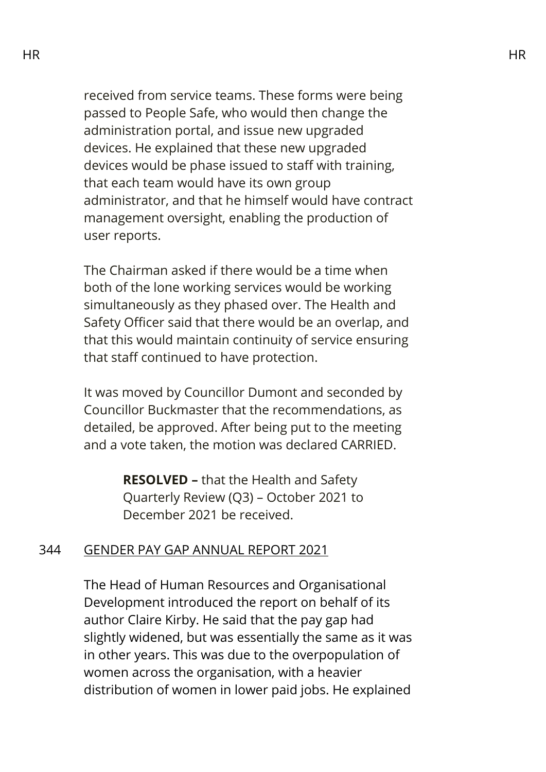received from service teams. These forms were being passed to People Safe, who would then change the administration portal, and issue new upgraded devices. He explained that these new upgraded devices would be phase issued to staff with training, that each team would have its own group administrator, and that he himself would have contract management oversight, enabling the production of user reports.

The Chairman asked if there would be a time when both of the lone working services would be working simultaneously as they phased over. The Health and Safety Officer said that there would be an overlap, and that this would maintain continuity of service ensuring that staff continued to have protection.

It was moved by Councillor Dumont and seconded by Councillor Buckmaster that the recommendations, as detailed, be approved. After being put to the meeting and a vote taken, the motion was declared CARRIED.

> **RESOLVED –** that the Health and Safety Quarterly Review (Q3) – October 2021 to December 2021 be received.

## 344 GENDER PAY GAP ANNUAL REPORT 2021

The Head of Human Resources and Organisational Development introduced the report on behalf of its author Claire Kirby. He said that the pay gap had slightly widened, but was essentially the same as it was in other years. This was due to the overpopulation of women across the organisation, with a heavier distribution of women in lower paid jobs. He explained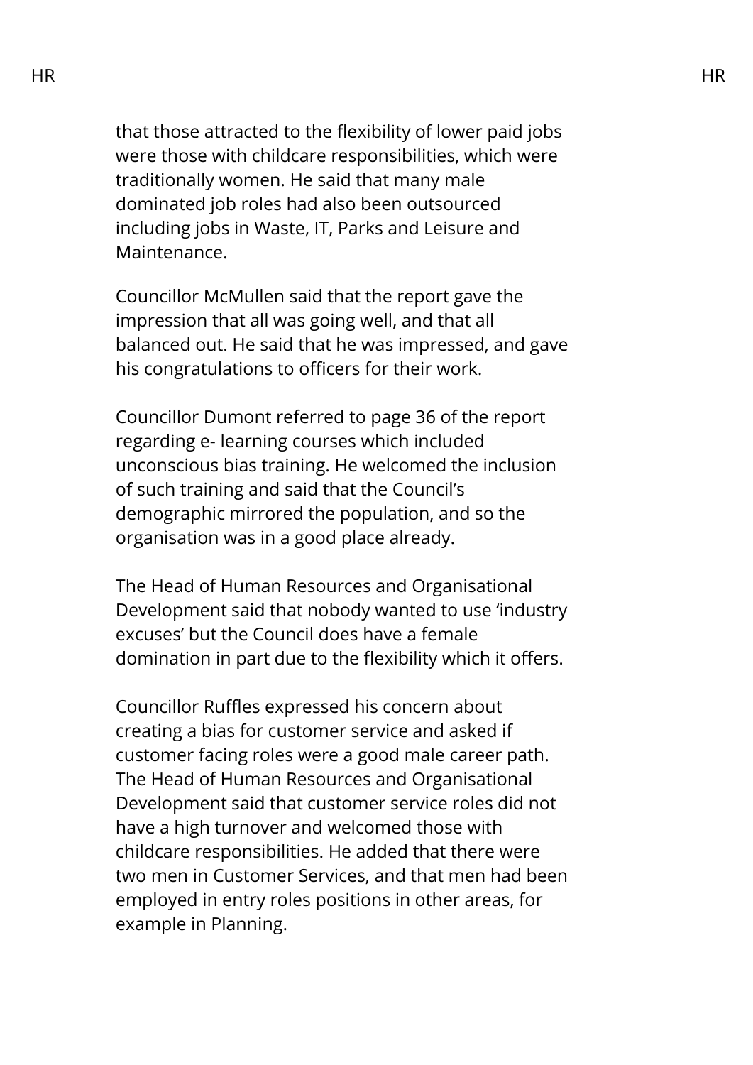that those attracted to the flexibility of lower paid jobs were those with childcare responsibilities, which were traditionally women. He said that many male dominated job roles had also been outsourced including jobs in Waste, IT, Parks and Leisure and Maintenance.

Councillor McMullen said that the report gave the impression that all was going well, and that all balanced out. He said that he was impressed, and gave his congratulations to officers for their work.

Councillor Dumont referred to page 36 of the report regarding e- learning courses which included unconscious bias training. He welcomed the inclusion of such training and said that the Council's demographic mirrored the population, and so the organisation was in a good place already.

The Head of Human Resources and Organisational Development said that nobody wanted to use 'industry excuses' but the Council does have a female domination in part due to the flexibility which it offers.

Councillor Ruffles expressed his concern about creating a bias for customer service and asked if customer facing roles were a good male career path. The Head of Human Resources and Organisational Development said that customer service roles did not have a high turnover and welcomed those with childcare responsibilities. He added that there were two men in Customer Services, and that men had been employed in entry roles positions in other areas, for example in Planning.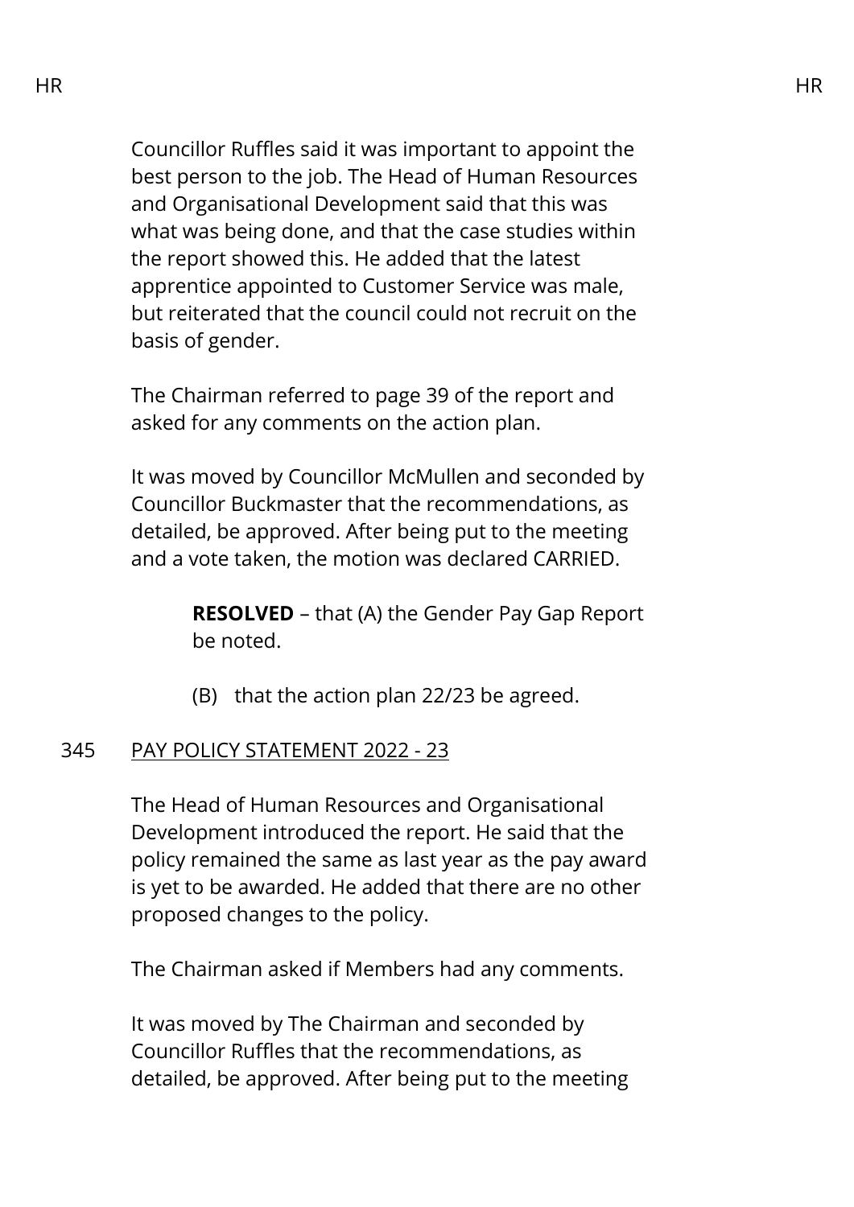Councillor Ruffles said it was important to appoint the best person to the job. The Head of Human Resources and Organisational Development said that this was what was being done, and that the case studies within the report showed this. He added that the latest apprentice appointed to Customer Service was male, but reiterated that the council could not recruit on the basis of gender.

The Chairman referred to page 39 of the report and asked for any comments on the action plan.

It was moved by Councillor McMullen and seconded by Councillor Buckmaster that the recommendations, as detailed, be approved. After being put to the meeting and a vote taken, the motion was declared CARRIED.

> **RESOLVED** – that (A) the Gender Pay Gap Report be noted.
>
> (B) that the action plan 22/23 be agreed.

## 345 PAY POLICY STATEMENT 2022 - 23

The Head of Human Resources and Organisational Development introduced the report. He said that the policy remained the same as last year as the pay award is yet to be awarded. He added that there are no other proposed changes to the policy.

The Chairman asked if Members had any comments.

It was moved by The Chairman and seconded by Councillor Ruffles that the recommendations, as detailed, be approved. After being put to the meeting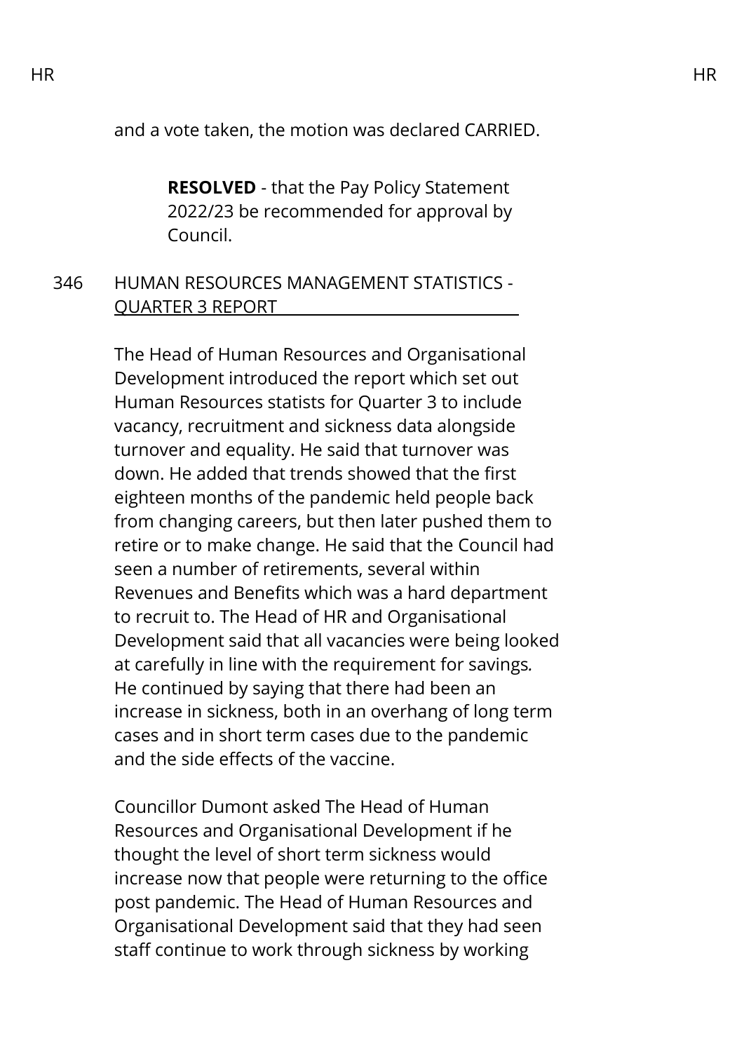and a vote taken, the motion was declared CARRIED.

> **RESOLVED** - that the Pay Policy Statement 2022/23 be recommended for approval by Council.

346 HUMAN RESOURCES MANAGEMENT STATISTICS - QUARTER 3 REPORT

The Head of Human Resources and Organisational Development introduced the report which set out Human Resources statists for Quarter 3 to include vacancy, recruitment and sickness data alongside turnover and equality. He said that turnover was down. He added that trends showed that the first eighteen months of the pandemic held people back from changing careers, but then later pushed them to retire or to make change. He said that the Council had seen a number of retirements, several within Revenues and Benefits which was a hard department to recruit to. The Head of HR and Organisational Development said that all vacancies were being looked at carefully in line with the requirement for savings. He continued by saying that there had been an increase in sickness, both in an overhang of long term cases and in short term cases due to the pandemic and the side effects of the vaccine.

Councillor Dumont asked The Head of Human Resources and Organisational Development if he thought the level of short term sickness would increase now that people were returning to the office post pandemic. The Head of Human Resources and Organisational Development said that they had seen staff continue to work through sickness by working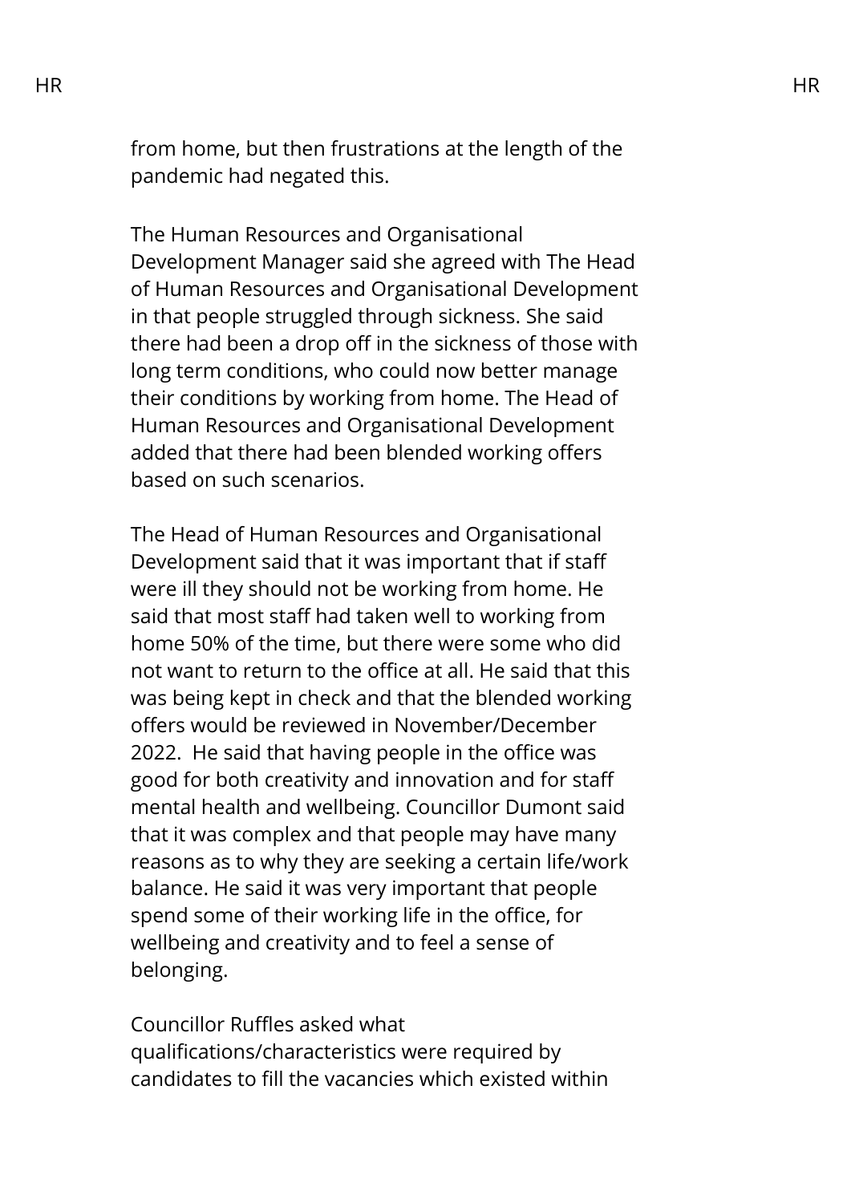from home, but then frustrations at the length of the pandemic had negated this.

The Human Resources and Organisational Development Manager said she agreed with The Head of Human Resources and Organisational Development in that people struggled through sickness. She said there had been a drop off in the sickness of those with long term conditions, who could now better manage their conditions by working from home. The Head of Human Resources and Organisational Development added that there had been blended working offers based on such scenarios.

The Head of Human Resources and Organisational Development said that it was important that if staff were ill they should not be working from home. He said that most staff had taken well to working from home 50% of the time, but there were some who did not want to return to the office at all. He said that this was being kept in check and that the blended working offers would be reviewed in November/December 2022.  He said that having people in the office was good for both creativity and innovation and for staff mental health and wellbeing. Councillor Dumont said that it was complex and that people may have many reasons as to why they are seeking a certain life/work balance. He said it was very important that people spend some of their working life in the office, for wellbeing and creativity and to feel a sense of belonging.

Councillor Ruffles asked what qualifications/characteristics were required by candidates to fill the vacancies which existed within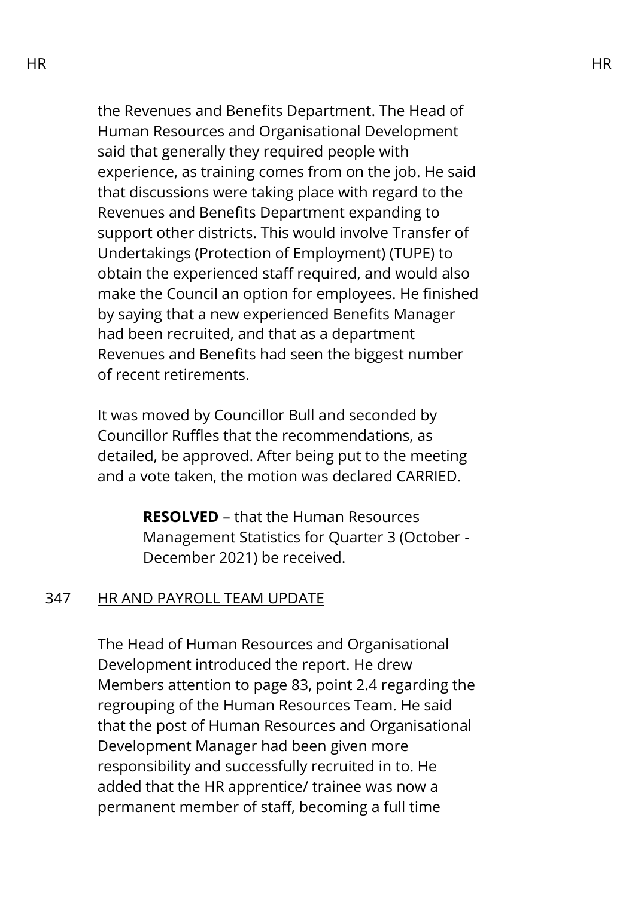the Revenues and Benefits Department. The Head of Human Resources and Organisational Development said that generally they required people with experience, as training comes from on the job. He said that discussions were taking place with regard to the Revenues and Benefits Department expanding to support other districts. This would involve Transfer of Undertakings (Protection of Employment) (TUPE) to obtain the experienced staff required, and would also make the Council an option for employees. He finished by saying that a new experienced Benefits Manager had been recruited, and that as a department Revenues and Benefits had seen the biggest number of recent retirements.

It was moved by Councillor Bull and seconded by Councillor Ruffles that the recommendations, as detailed, be approved. After being put to the meeting and a vote taken, the motion was declared CARRIED.

> **RESOLVED** – that the Human Resources Management Statistics for Quarter 3 (October - December 2021) be received.

## 347 HR AND PAYROLL TEAM UPDATE

The Head of Human Resources and Organisational Development introduced the report. He drew Members attention to page 83, point 2.4 regarding the regrouping of the Human Resources Team. He said that the post of Human Resources and Organisational Development Manager had been given more responsibility and successfully recruited in to. He added that the HR apprentice/ trainee was now a permanent member of staff, becoming a full time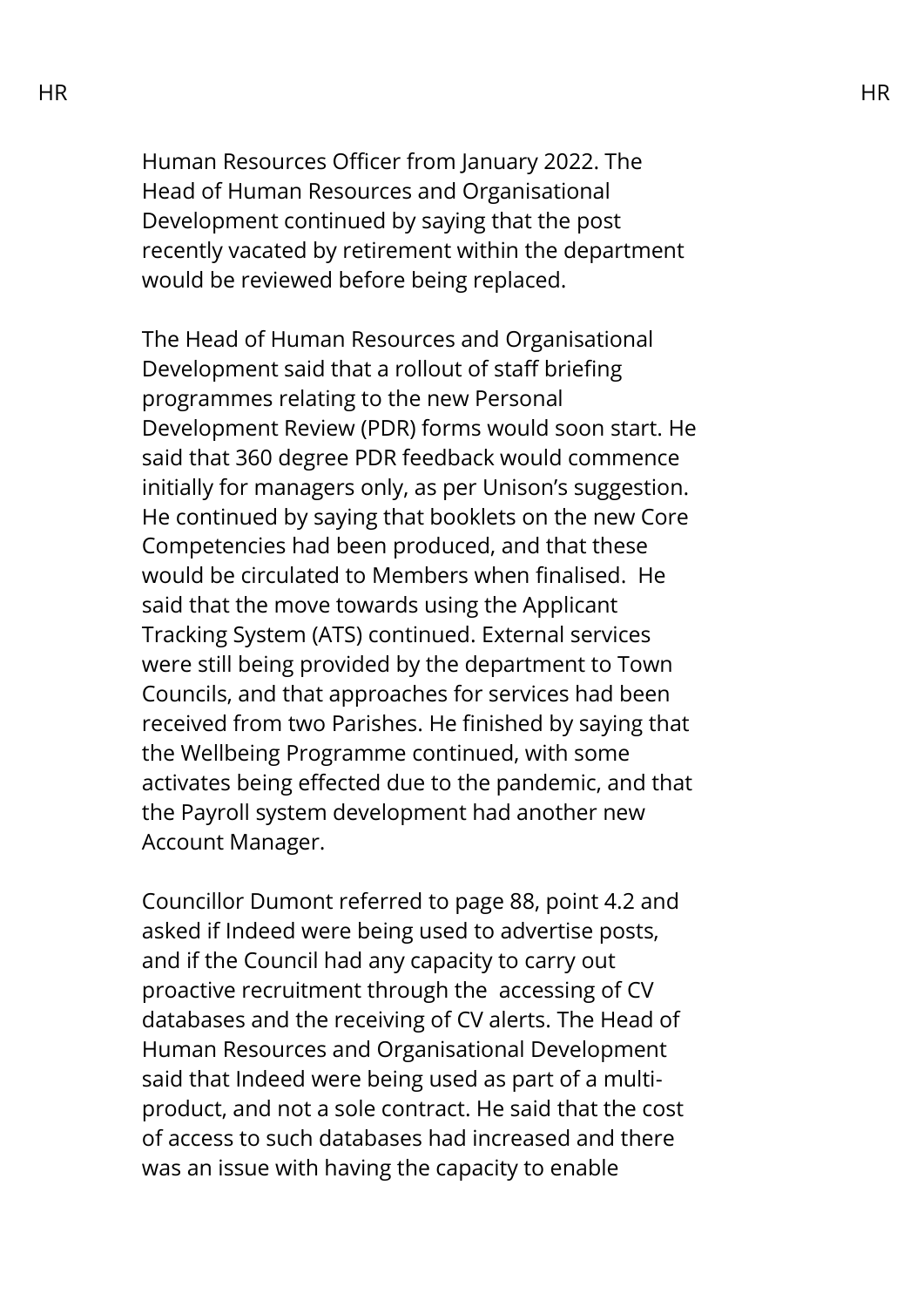Human Resources Officer from January 2022. The Head of Human Resources and Organisational Development continued by saying that the post recently vacated by retirement within the department would be reviewed before being replaced.

The Head of Human Resources and Organisational Development said that a rollout of staff briefing programmes relating to the new Personal Development Review (PDR) forms would soon start. He said that 360 degree PDR feedback would commence initially for managers only, as per Unison's suggestion. He continued by saying that booklets on the new Core Competencies had been produced, and that these would be circulated to Members when finalised. He said that the move towards using the Applicant Tracking System (ATS) continued. External services were still being provided by the department to Town Councils, and that approaches for services had been received from two Parishes. He finished by saying that the Wellbeing Programme continued, with some activates being effected due to the pandemic, and that the Payroll system development had another new Account Manager.

Councillor Dumont referred to page 88, point 4.2 and asked if Indeed were being used to advertise posts, and if the Council had any capacity to carry out proactive recruitment through the accessing of CV databases and the receiving of CV alerts. The Head of Human Resources and Organisational Development said that Indeed were being used as part of a multi-product, and not a sole contract. He said that the cost of access to such databases had increased and there was an issue with having the capacity to enable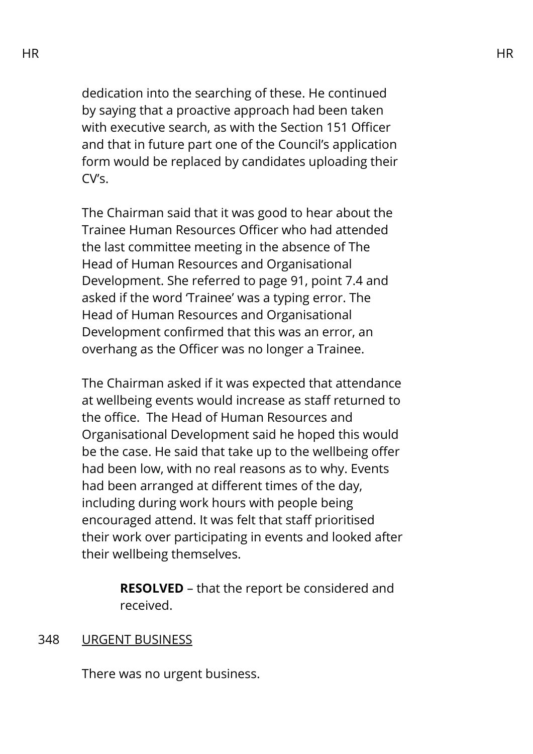dedication into the searching of these. He continued by saying that a proactive approach had been taken with executive search, as with the Section 151 Officer and that in future part one of the Council's application form would be replaced by candidates uploading their CV's.

The Chairman said that it was good to hear about the Trainee Human Resources Officer who had attended the last committee meeting in the absence of The Head of Human Resources and Organisational Development. She referred to page 91, point 7.4 and asked if the word 'Trainee' was a typing error. The Head of Human Resources and Organisational Development confirmed that this was an error, an overhang as the Officer was no longer a Trainee.

The Chairman asked if it was expected that attendance at wellbeing events would increase as staff returned to the office. The Head of Human Resources and Organisational Development said he hoped this would be the case. He said that take up to the wellbeing offer had been low, with no real reasons as to why. Events had been arranged at different times of the day, including during work hours with people being encouraged attend. It was felt that staff prioritised their work over participating in events and looked after their wellbeing themselves.

> **RESOLVED** – that the report be considered and received.

348 URGENT BUSINESS

There was no urgent business.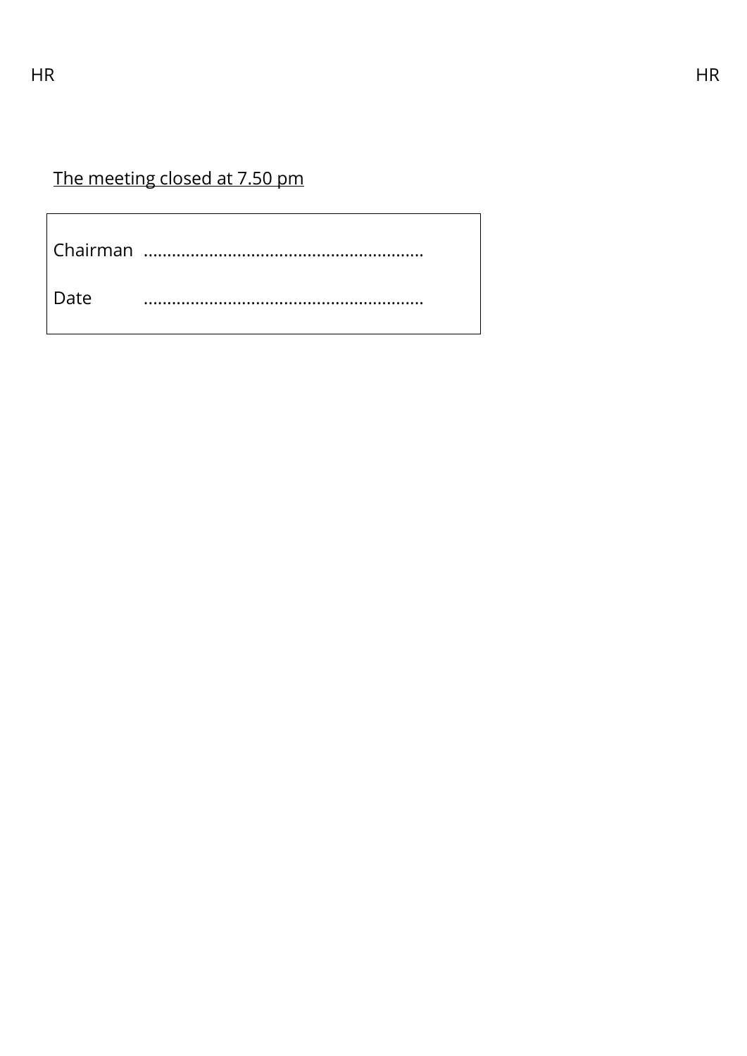<u>The meeting closed at 7.50 pm</u>

| | |
|---|---|
| Chairman | ........................................................... |
| Date | ........................................................... |